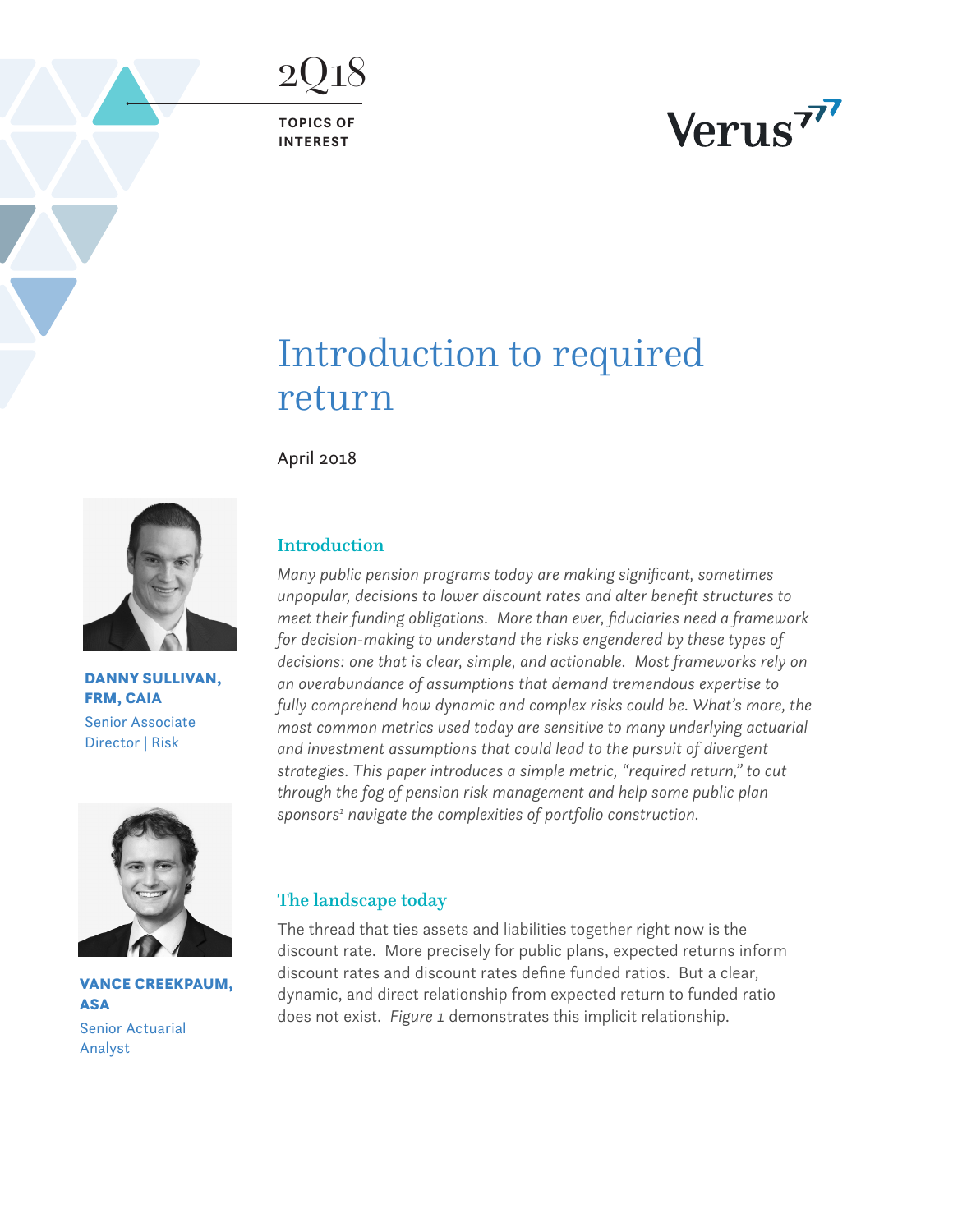2Q18

TOPICS OF INTEREST

Verus

# Introduction to required return

April 2018

**DANNY SULLIVAN, FRM, CAIA**
Senior Associate Director | Risk

**VANCE CREEKPAUM, ASA**
Senior Actuarial Analyst

## Introduction

*Many public pension programs today are making significant, sometimes unpopular, decisions to lower discount rates and alter benefit structures to meet their funding obligations. More than ever, fiduciaries need a framework for decision-making to understand the risks engendered by these types of decisions: one that is clear, simple, and actionable. Most frameworks rely on an overabundance of assumptions that demand tremendous expertise to fully comprehend how dynamic and complex risks could be. What's more, the most common metrics used today are sensitive to many underlying actuarial and investment assumptions that could lead to the pursuit of divergent strategies. This paper introduces a simple metric, "required return," to cut through the fog of pension risk management and help some public plan sponsors[1] navigate the complexities of portfolio construction.*

## The landscape today

The thread that ties assets and liabilities together right now is the discount rate. More precisely for public plans, expected returns inform discount rates and discount rates define funded ratios. But a clear, dynamic, and direct relationship from expected return to funded ratio does not exist. *Figure 1* demonstrates this implicit relationship.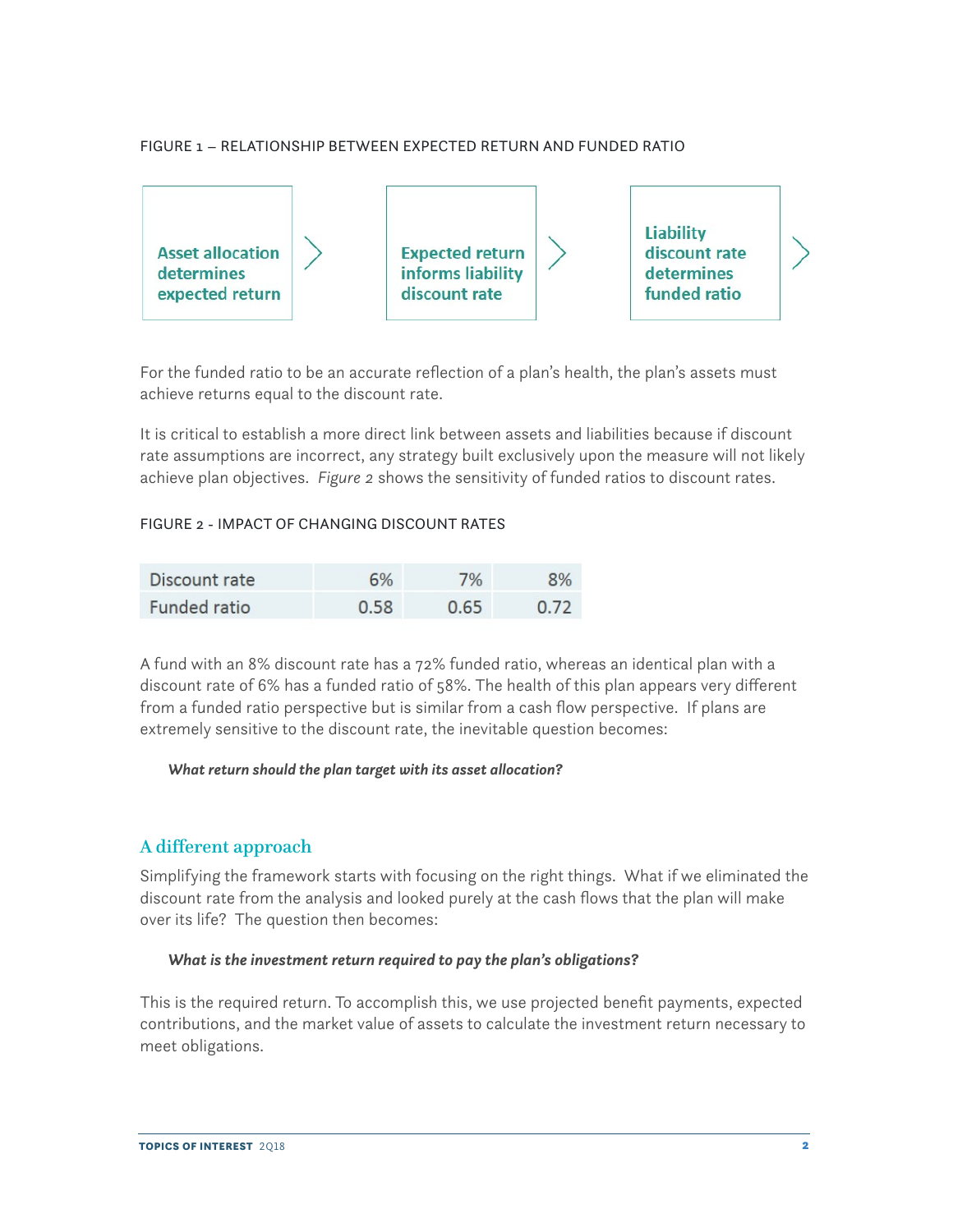FIGURE 1 – RELATIONSHIP BETWEEN EXPECTED RETURN AND FUNDED RATIO

**Asset allocation determines expected return** 〉 **Expected return informs liability discount rate** 〉 **Liability discount rate determines funded ratio** 〉

For the funded ratio to be an accurate reflection of a plan's health, the plan's assets must achieve returns equal to the discount rate.

It is critical to establish a more direct link between assets and liabilities because if discount rate assumptions are incorrect, any strategy built exclusively upon the measure will not likely achieve plan objectives. *Figure 2* shows the sensitivity of funded ratios to discount rates.

FIGURE 2 - IMPACT OF CHANGING DISCOUNT RATES

| Discount rate | 6% | 7% | 8% |
|---|---|---|---|
| Funded ratio | 0.58 | 0.65 | 0.72 |

A fund with an 8% discount rate has a 72% funded ratio, whereas an identical plan with a discount rate of 6% has a funded ratio of 58%. The health of this plan appears very different from a funded ratio perspective but is similar from a cash flow perspective. If plans are extremely sensitive to the discount rate, the inevitable question becomes:

> ***What return should the plan target with its asset allocation?***

## A different approach

Simplifying the framework starts with focusing on the right things. What if we eliminated the discount rate from the analysis and looked purely at the cash flows that the plan will make over its life? The question then becomes:

> ***What is the investment return required to pay the plan's obligations?***

This is the required return. To accomplish this, we use projected benefit payments, expected contributions, and the market value of assets to calculate the investment return necessary to meet obligations.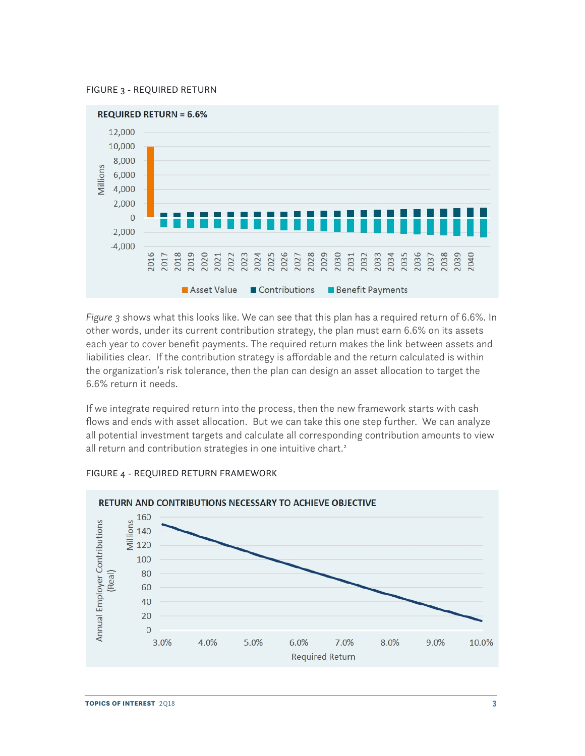FIGURE 3 - REQUIRED RETURN

*Figure 3* shows what this looks like. We can see that this plan has a required return of 6.6%. In other words, under its current contribution strategy, the plan must earn 6.6% on its assets each year to cover benefit payments. The required return makes the link between assets and liabilities clear. If the contribution strategy is affordable and the return calculated is within the organization's risk tolerance, then the plan can design an asset allocation to target the 6.6% return it needs.

If we integrate required return into the process, then the new framework starts with cash flows and ends with asset allocation. But we can take this one step further. We can analyze all potential investment targets and calculate all corresponding contribution amounts to view all return and contribution strategies in one intuitive chart.[2]

FIGURE 4 - REQUIRED RETURN FRAMEWORK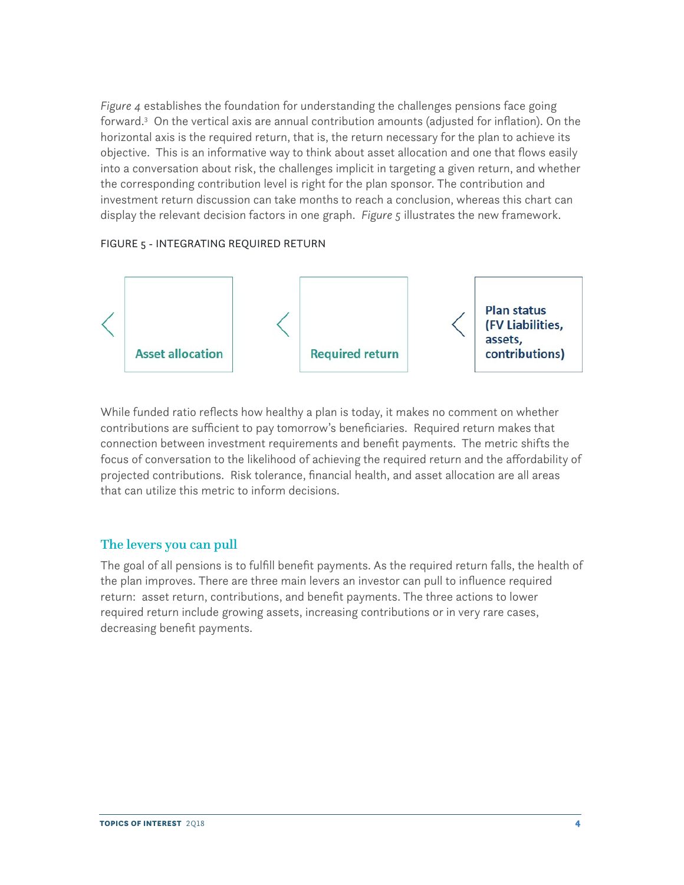*Figure 4* establishes the foundation for understanding the challenges pensions face going forward.[3] On the vertical axis are annual contribution amounts (adjusted for inflation). On the horizontal axis is the required return, that is, the return necessary for the plan to achieve its objective. This is an informative way to think about asset allocation and one that flows easily into a conversation about risk, the challenges implicit in targeting a given return, and whether the corresponding contribution level is right for the plan sponsor. The contribution and investment return discussion can take months to reach a conclusion, whereas this chart can display the relevant decision factors in one graph. *Figure 5* illustrates the new framework.

FIGURE 5 - INTEGRATING REQUIRED RETURN

< **Asset allocation** < **Required return** < **Plan status (FV Liabilities, assets, contributions)**

While funded ratio reflects how healthy a plan is today, it makes no comment on whether contributions are sufficient to pay tomorrow's beneficiaries. Required return makes that connection between investment requirements and benefit payments. The metric shifts the focus of conversation to the likelihood of achieving the required return and the affordability of projected contributions. Risk tolerance, financial health, and asset allocation are all areas that can utilize this metric to inform decisions.

## The levers you can pull

The goal of all pensions is to fulfill benefit payments. As the required return falls, the health of the plan improves. There are three main levers an investor can pull to influence required return: asset return, contributions, and benefit payments. The three actions to lower required return include growing assets, increasing contributions or in very rare cases, decreasing benefit payments.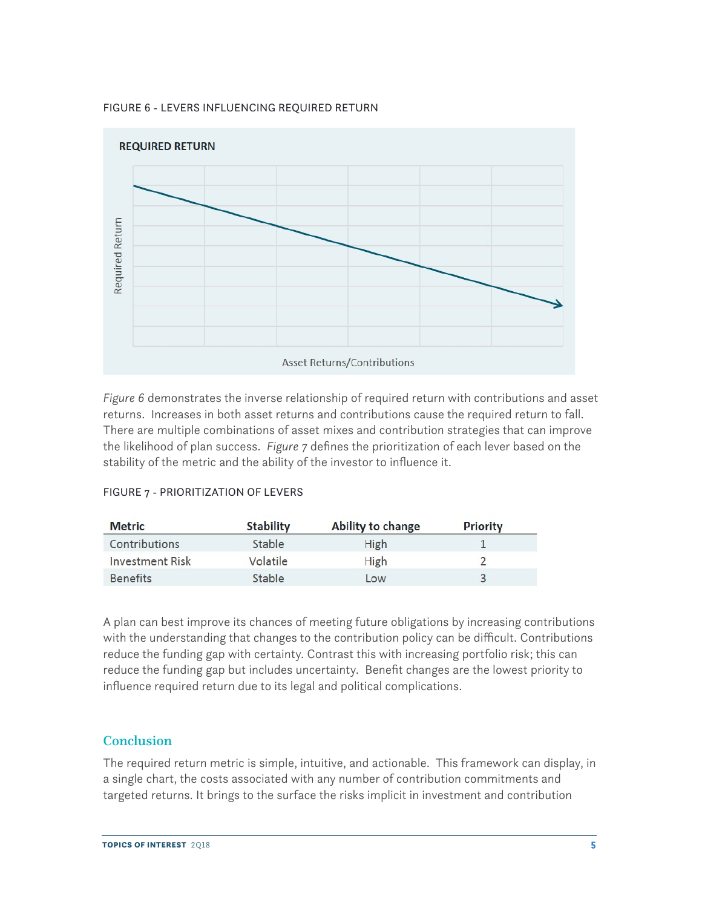FIGURE 6 - LEVERS INFLUENCING REQUIRED RETURN

REQUIRED RETURN

Required Return

Asset Returns/Contributions

*Figure 6* demonstrates the inverse relationship of required return with contributions and asset returns. Increases in both asset returns and contributions cause the required return to fall. There are multiple combinations of asset mixes and contribution strategies that can improve the likelihood of plan success. *Figure 7* defines the prioritization of each lever based on the stability of the metric and the ability of the investor to influence it.

FIGURE 7 - PRIORITIZATION OF LEVERS

| Metric | Stability | Ability to change | Priority |
|---|---|---|---|
| Contributions | Stable | High | 1 |
| Investment Risk | Volatile | High | 2 |
| Benefits | Stable | Low | 3 |

A plan can best improve its chances of meeting future obligations by increasing contributions with the understanding that changes to the contribution policy can be difficult. Contributions reduce the funding gap with certainty. Contrast this with increasing portfolio risk; this can reduce the funding gap but includes uncertainty. Benefit changes are the lowest priority to influence required return due to its legal and political complications.

## Conclusion

The required return metric is simple, intuitive, and actionable. This framework can display, in a single chart, the costs associated with any number of contribution commitments and targeted returns. It brings to the surface the risks implicit in investment and contribution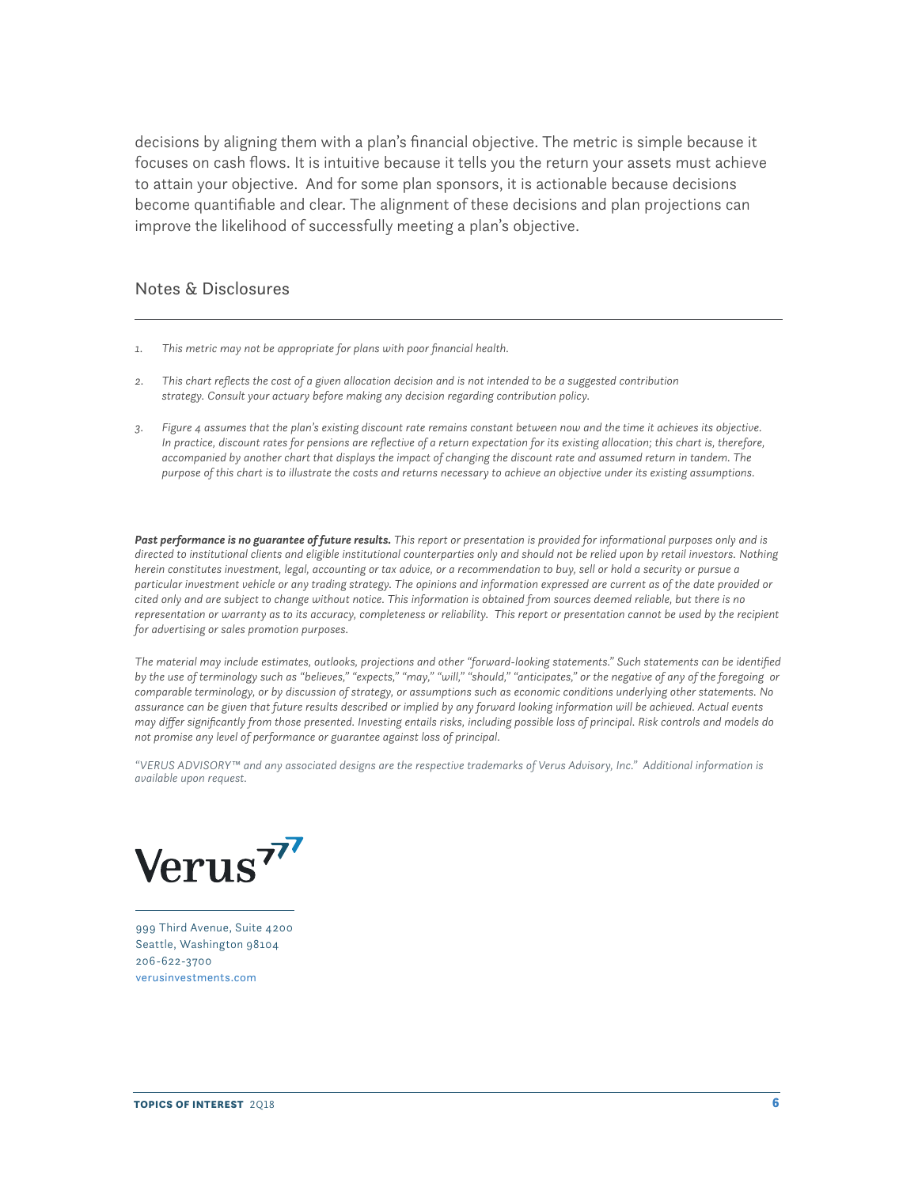decisions by aligning them with a plan's financial objective. The metric is simple because it focuses on cash flows. It is intuitive because it tells you the return your assets must achieve to attain your objective. And for some plan sponsors, it is actionable because decisions become quantifiable and clear. The alignment of these decisions and plan projections can improve the likelihood of successfully meeting a plan's objective.

## Notes & Disclosures

1. *This metric may not be appropriate for plans with poor financial health.*
2. *This chart reflects the cost of a given allocation decision and is not intended to be a suggested contribution strategy. Consult your actuary before making any decision regarding contribution policy.*
3. *Figure 4 assumes that the plan's existing discount rate remains constant between now and the time it achieves its objective. In practice, discount rates for pensions are reflective of a return expectation for its existing allocation; this chart is, therefore, accompanied by another chart that displays the impact of changing the discount rate and assumed return in tandem. The purpose of this chart is to illustrate the costs and returns necessary to achieve an objective under its existing assumptions.*

***Past performance is no guarantee of future results.*** *This report or presentation is provided for informational purposes only and is directed to institutional clients and eligible institutional counterparties only and should not be relied upon by retail investors. Nothing herein constitutes investment, legal, accounting or tax advice, or a recommendation to buy, sell or hold a security or pursue a particular investment vehicle or any trading strategy. The opinions and information expressed are current as of the date provided or cited only and are subject to change without notice. This information is obtained from sources deemed reliable, but there is no representation or warranty as to its accuracy, completeness or reliability. This report or presentation cannot be used by the recipient for advertising or sales promotion purposes.*

*The material may include estimates, outlooks, projections and other "forward-looking statements." Such statements can be identified by the use of terminology such as "believes," "expects," "may," "will," "should," "anticipates," or the negative of any of the foregoing or comparable terminology, or by discussion of strategy, or assumptions such as economic conditions underlying other statements. No assurance can be given that future results described or implied by any forward looking information will be achieved. Actual events may differ significantly from those presented. Investing entails risks, including possible loss of principal. Risk controls and models do not promise any level of performance or guarantee against loss of principal.*

*"VERUS ADVISORY™ and any associated designs are the respective trademarks of Verus Advisory, Inc." Additional information is available upon request.*

Verus

999 Third Avenue, Suite 4200
Seattle, Washington 98104
206-622-3700
verusinvestments.com